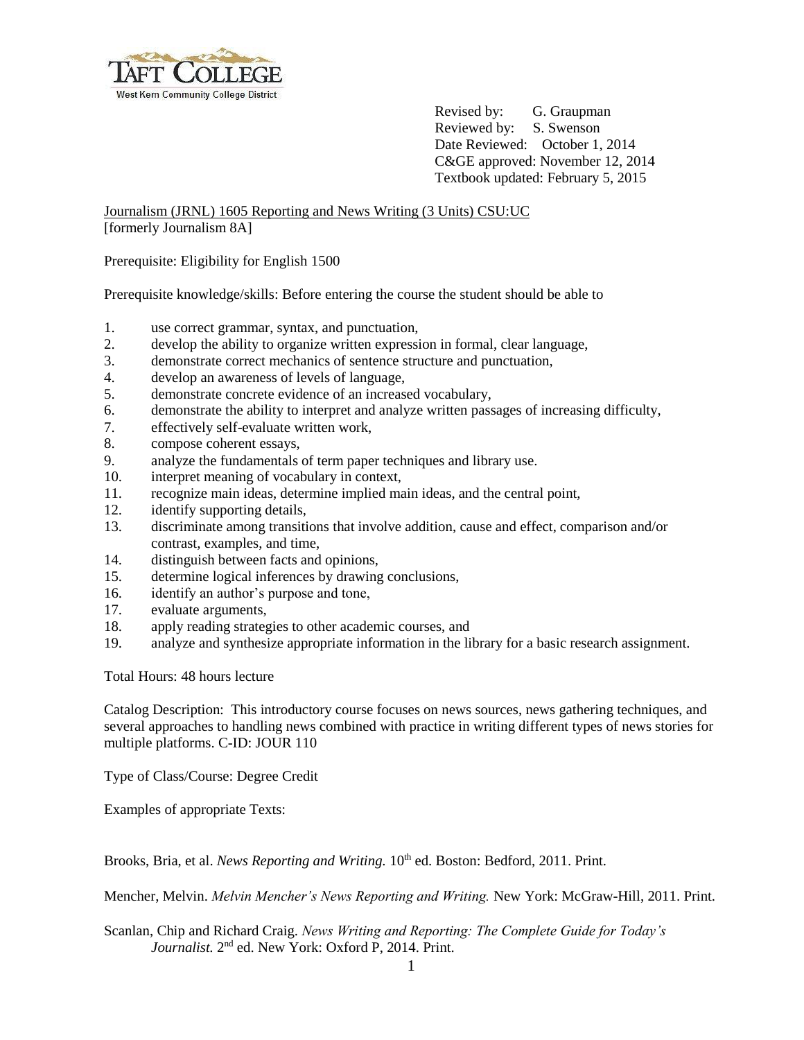Revised by: G. Graupman
Reviewed by: S. Swenson
Date Reviewed: October 1, 2014
C&GE approved: November 12, 2014
Textbook updated: February 5, 2015

Journalism (JRNL) 1605 Reporting and News Writing (3 Units) CSU:UC
[formerly Journalism 8A]

Prerequisite: Eligibility for English 1500

Prerequisite knowledge/skills: Before entering the course the student should be able to

1. use correct grammar, syntax, and punctuation,
2. develop the ability to organize written expression in formal, clear language,
3. demonstrate correct mechanics of sentence structure and punctuation,
4. develop an awareness of levels of language,
5. demonstrate concrete evidence of an increased vocabulary,
6. demonstrate the ability to interpret and analyze written passages of increasing difficulty,
7. effectively self-evaluate written work,
8. compose coherent essays,
9. analyze the fundamentals of term paper techniques and library use.
10. interpret meaning of vocabulary in context,
11. recognize main ideas, determine implied main ideas, and the central point,
12. identify supporting details,
13. discriminate among transitions that involve addition, cause and effect, comparison and/or contrast, examples, and time,
14. distinguish between facts and opinions,
15. determine logical inferences by drawing conclusions,
16. identify an author's purpose and tone,
17. evaluate arguments,
18. apply reading strategies to other academic courses, and
19. analyze and synthesize appropriate information in the library for a basic research assignment.

Total Hours: 48 hours lecture

Catalog Description: This introductory course focuses on news sources, news gathering techniques, and several approaches to handling news combined with practice in writing different types of news stories for multiple platforms. C-ID: JOUR 110

Type of Class/Course: Degree Credit

Examples of appropriate Texts:

Brooks, Bria, et al. *News Reporting and Writing.* 10th ed. Boston: Bedford, 2011. Print.

Mencher, Melvin. *Melvin Mencher's News Reporting and Writing.* New York: McGraw-Hill, 2011. Print.

Scanlan, Chip and Richard Craig. *News Writing and Reporting: The Complete Guide for Today's Journalist.* 2nd ed. New York: Oxford P, 2014. Print.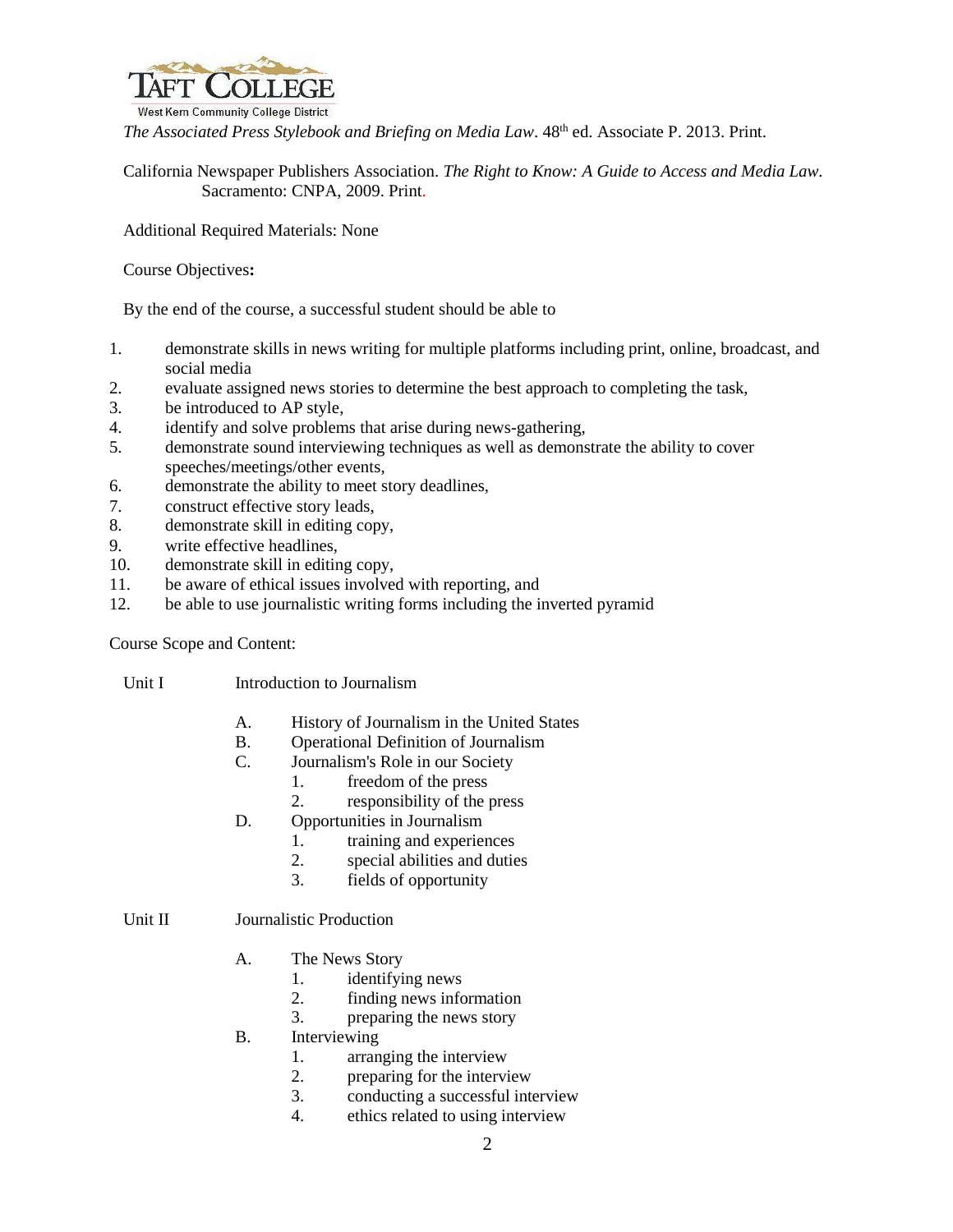*The Associated Press Stylebook and Briefing on Media Law*. 48th ed. Associate P. 2013. Print.

California Newspaper Publishers Association. *The Right to Know: A Guide to Access and Media Law*. Sacramento: CNPA, 2009. Print.

Additional Required Materials: None

Course Objectives**:**

By the end of the course, a successful student should be able to

1. demonstrate skills in news writing for multiple platforms including print, online, broadcast, and social media
2. evaluate assigned news stories to determine the best approach to completing the task,
3. be introduced to AP style,
4. identify and solve problems that arise during news-gathering,
5. demonstrate sound interviewing techniques as well as demonstrate the ability to cover speeches/meetings/other events,
6. demonstrate the ability to meet story deadlines,
7. construct effective story leads,
8. demonstrate skill in editing copy,
9. write effective headlines,
10. demonstrate skill in editing copy,
11. be aware of ethical issues involved with reporting, and
12. be able to use journalistic writing forms including the inverted pyramid

Course Scope and Content:

Unit I Introduction to Journalism

- A. History of Journalism in the United States
- B. Operational Definition of Journalism
- C. Journalism's Role in our Society
  1. freedom of the press
  2. responsibility of the press
- D. Opportunities in Journalism
  1. training and experiences
  2. special abilities and duties
  3. fields of opportunity

Unit II Journalistic Production

- A. The News Story
  1. identifying news
  2. finding news information
  3. preparing the news story
- B. Interviewing
  1. arranging the interview
  2. preparing for the interview
  3. conducting a successful interview
  4. ethics related to using interview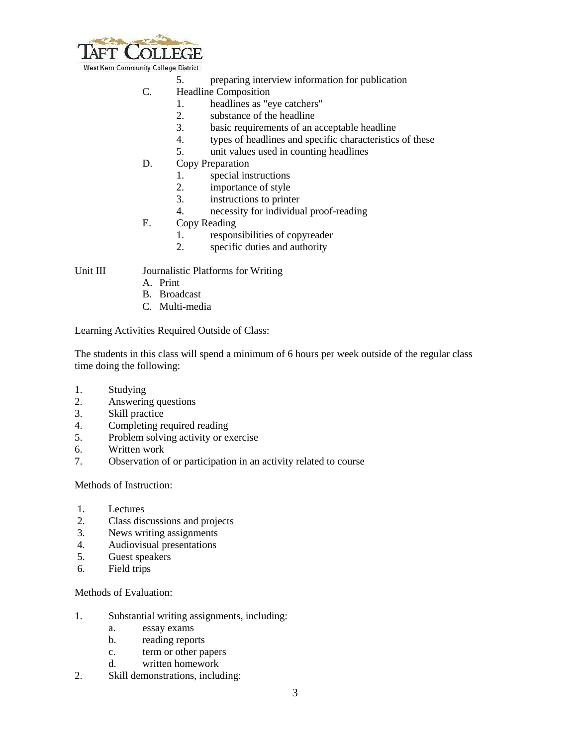5. preparing interview information for publication

C. Headline Composition
   1. headlines as "eye catchers"
   2. substance of the headline
   3. basic requirements of an acceptable headline
   4. types of headlines and specific characteristics of these
   5. unit values used in counting headlines

D. Copy Preparation
   1. special instructions
   2. importance of style
   3. instructions to printer
   4. necessity for individual proof-reading

E. Copy Reading
   1. responsibilities of copyreader
   2. specific duties and authority

Unit III Journalistic Platforms for Writing

A. Print
B. Broadcast
C. Multi-media

Learning Activities Required Outside of Class:

The students in this class will spend a minimum of 6 hours per week outside of the regular class time doing the following:

1. Studying
2. Answering questions
3. Skill practice
4. Completing required reading
5. Problem solving activity or exercise
6. Written work
7. Observation of or participation in an activity related to course

Methods of Instruction:

1. Lectures
2. Class discussions and projects
3. News writing assignments
4. Audiovisual presentations
5. Guest speakers
6. Field trips

Methods of Evaluation:

1. Substantial writing assignments, including:
   a. essay exams
   b. reading reports
   c. term or other papers
   d. written homework
2. Skill demonstrations, including: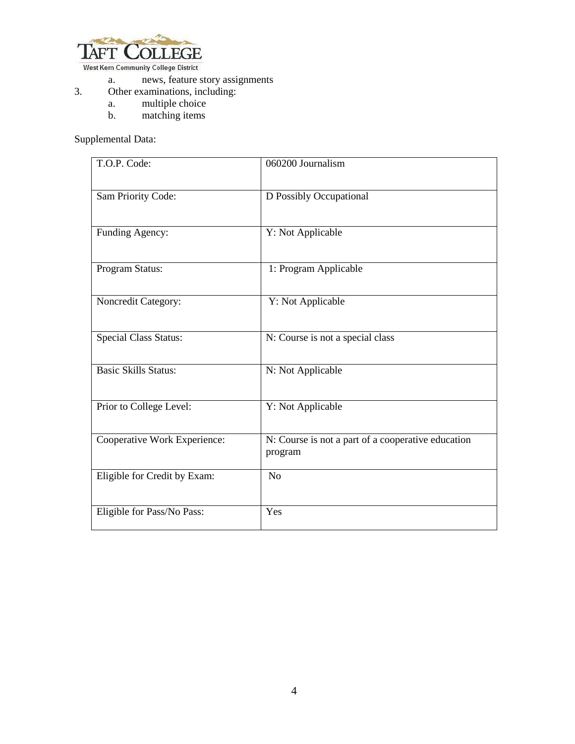a. news, feature story assignments

3. Other examinations, including:
   a. multiple choice
   b. matching items

Supplemental Data:

| | |
|---|---|
| T.O.P. Code: | 060200 Journalism |
| Sam Priority Code: | D Possibly Occupational |
| Funding Agency: | Y: Not Applicable |
| Program Status: | 1: Program Applicable |
| Noncredit Category: | Y: Not Applicable |
| Special Class Status: | N: Course is not a special class |
| Basic Skills Status: | N: Not Applicable |
| Prior to College Level: | Y: Not Applicable |
| Cooperative Work Experience: | N: Course is not a part of a cooperative education program |
| Eligible for Credit by Exam: | No |
| Eligible for Pass/No Pass: | Yes |